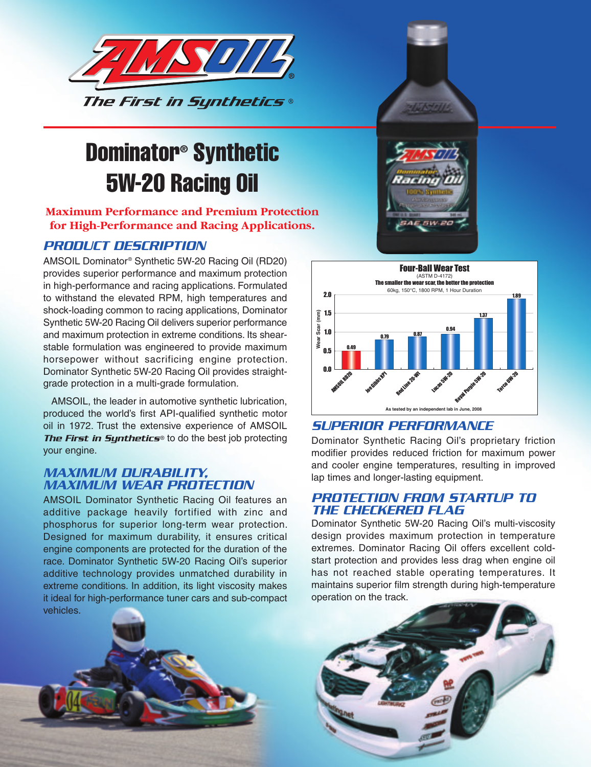AMSOIL

The First in Synthetics®

# Dominator® Synthetic 5W-20 Racing Oil

**Maximum Performance and Premium Protection for High-Performance and Racing Applications.**

## PRODUCT DESCRIPTION

AMSOIL Dominator® Synthetic 5W-20 Racing Oil (RD20) provides superior performance and maximum protection in high-performance and racing applications. Formulated to withstand the elevated RPM, high temperatures and shock-loading common to racing applications, Dominator Synthetic 5W-20 Racing Oil delivers superior performance and maximum protection in extreme conditions. Its shear-stable formulation was engineered to provide maximum horsepower without sacrificing engine protection. Dominator Synthetic 5W-20 Racing Oil provides straight-grade protection in a multi-grade formulation.

AMSOIL, the leader in automotive synthetic lubrication, produced the world's first API-qualified synthetic motor oil in 1972. Trust the extensive experience of AMSOIL ***The First in Synthetics***® to do the best job protecting your engine.

## MAXIMUM DURABILITY, MAXIMUM WEAR PROTECTION

AMSOIL Dominator Synthetic Racing Oil features an additive package heavily fortified with zinc and phosphorus for superior long-term wear protection. Designed for maximum durability, it ensures critical engine components are protected for the duration of the race. Dominator Synthetic 5W-20 Racing Oil's superior additive technology provides unmatched durability in extreme conditions. In addition, its light viscosity makes it ideal for high-performance tuner cars and sub-compact vehicles.

**Four-Ball Wear Test**
(ASTM D-4172)
**The smaller the wear scar, the better the protection**
60kg, 150°C, 1800 RPM, 1 Hour Duration

| Oil | Wear Scar (mm) |
|---|---|
| AMSOIL RD20 | 0.49 |
| Joe Gibbs XP1 | 0.79 |
| Red Line 20-WT | 0.87 |
| Lucas 5W-20 | 0.94 |
| Royal Purple 5W-20 | 1.37 |
| Torco 0W-20 | 1.89 |

As tested by an independent lab in June, 2008

## SUPERIOR PERFORMANCE

Dominator Synthetic Racing Oil's proprietary friction modifier provides reduced friction for maximum power and cooler engine temperatures, resulting in improved lap times and longer-lasting equipment.

## PROTECTION FROM STARTUP TO THE CHECKERED FLAG

Dominator Synthetic 5W-20 Racing Oil's multi-viscosity design provides maximum protection in temperature extremes. Dominator Racing Oil offers excellent cold-start protection and provides less drag when engine oil has not reached stable operating temperatures. It maintains superior film strength during high-temperature operation on the track.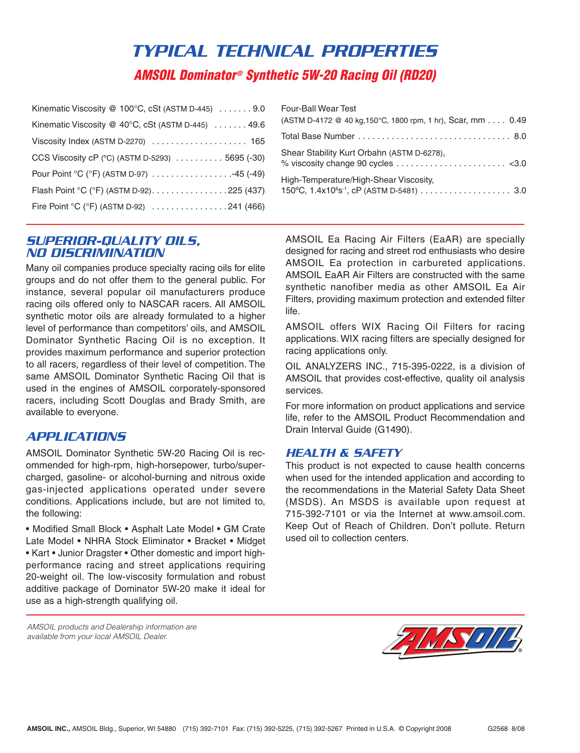# TYPICAL TECHNICAL PROPERTIES

## AMSOIL Dominator® Synthetic 5W-20 Racing Oil (RD20)

| | |
|---|---|
| Kinematic Viscosity @ 100°C, cSt (ASTM D-445) | 9.0 |
| Kinematic Viscosity @ 40°C, cSt (ASTM D-445) | 49.6 |
| Viscosity Index (ASTM D-2270) | 165 |
| CCS Viscosity cP (ºC) (ASTM D-5293) | 5695 (-30) |
| Pour Point °C (°F) (ASTM D-97) | -45 (-49) |
| Flash Point °C (°F) (ASTM D-92) | 225 (437) |
| Fire Point °C (°F) (ASTM D-92) | 241 (466) |
| Four-Ball Wear Test (ASTM D-4172 @ 40 kg,150°C, 1800 rpm, 1 hr), Scar, mm | 0.49 |
| Total Base Number | 8.0 |
| Shear Stability Kurt Orbahn (ASTM D-6278), % viscosity change 90 cycles | <3.0 |
| High-Temperature/High-Shear Viscosity, 150ºC, $1.4x10^6 s^{-1}$, cP (ASTM D-5481) | 3.0 |

### SUPERIOR-QUALITY OILS, NO DISCRIMINATION

Many oil companies produce specialty racing oils for elite groups and do not offer them to the general public. For instance, several popular oil manufacturers produce racing oils offered only to NASCAR racers. All AMSOIL synthetic motor oils are already formulated to a higher level of performance than competitors' oils, and AMSOIL Dominator Synthetic Racing Oil is no exception. It provides maximum performance and superior protection to all racers, regardless of their level of competition. The same AMSOIL Dominator Synthetic Racing Oil that is used in the engines of AMSOIL corporately-sponsored racers, including Scott Douglas and Brady Smith, are available to everyone.

### APPLICATIONS

AMSOIL Dominator Synthetic 5W-20 Racing Oil is recommended for high-rpm, high-horsepower, turbo/supercharged, gasoline- or alcohol-burning and nitrous oxide gas-injected applications operated under severe conditions. Applications include, but are not limited to, the following:

• Modified Small Block • Asphalt Late Model • GM Crate Late Model • NHRA Stock Eliminator • Bracket • Midget • Kart • Junior Dragster • Other domestic and import high-performance racing and street applications requiring 20-weight oil. The low-viscosity formulation and robust additive package of Dominator 5W-20 make it ideal for use as a high-strength qualifying oil.

AMSOIL Ea Racing Air Filters (EaAR) are specially designed for racing and street rod enthusiasts who desire AMSOIL Ea protection in carbureted applications. AMSOIL EaAR Air Filters are constructed with the same synthetic nanofiber media as other AMSOIL Ea Air Filters, providing maximum protection and extended filter life.

AMSOIL offers WIX Racing Oil Filters for racing applications. WIX racing filters are specially designed for racing applications only.

OIL ANALYZERS INC., 715-395-0222, is a division of AMSOIL that provides cost-effective, quality oil analysis services.

For more information on product applications and service life, refer to the AMSOIL Product Recommendation and Drain Interval Guide (G1490).

### HEALTH & SAFETY

This product is not expected to cause health concerns when used for the intended application and according to the recommendations in the Material Safety Data Sheet (MSDS). An MSDS is available upon request at 715-392-7101 or via the Internet at www.amsoil.com. Keep Out of Reach of Children. Don't pollute. Return used oil to collection centers.

*AMSOIL products and Dealership information are available from your local AMSOIL Dealer.*

**AMSOIL INC.,** AMSOIL Bldg., Superior, WI 54880 (715) 392-7101 Fax: (715) 392-5225, (715) 392-5267 Printed in U.S.A. © Copyright 2008 G2568 8/08